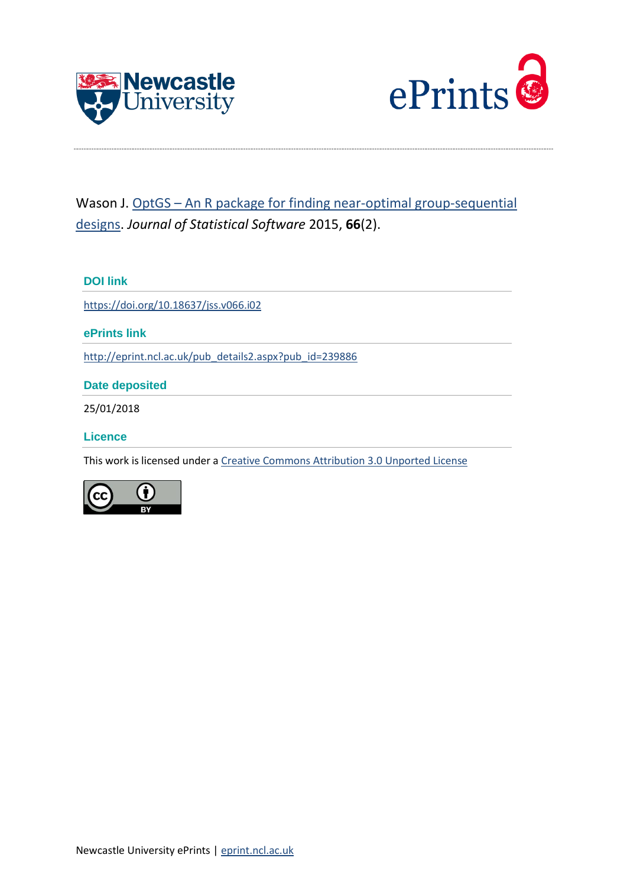Wason J. [OptGS – An R package for finding near-optimal group-sequential designs](https://doi.org/10.18637/jss.v066.i02). *Journal of Statistical Software* 2015, **66**(2).

### DOI link

[https://doi.org/10.18637/jss.v066.i02](https://doi.org/10.18637/jss.v066.i02)

### ePrints link

[http://eprint.ncl.ac.uk/pub_details2.aspx?pub_id=239886](http://eprint.ncl.ac.uk/pub_details2.aspx?pub_id=239886)

### Date deposited

25/01/2018

### Licence

This work is licensed under a [Creative Commons Attribution 3.0 Unported License](http://creativecommons.org/licenses/by/3.0/)

Newcastle University ePrints | [eprint.ncl.ac.uk](http://eprint.ncl.ac.uk)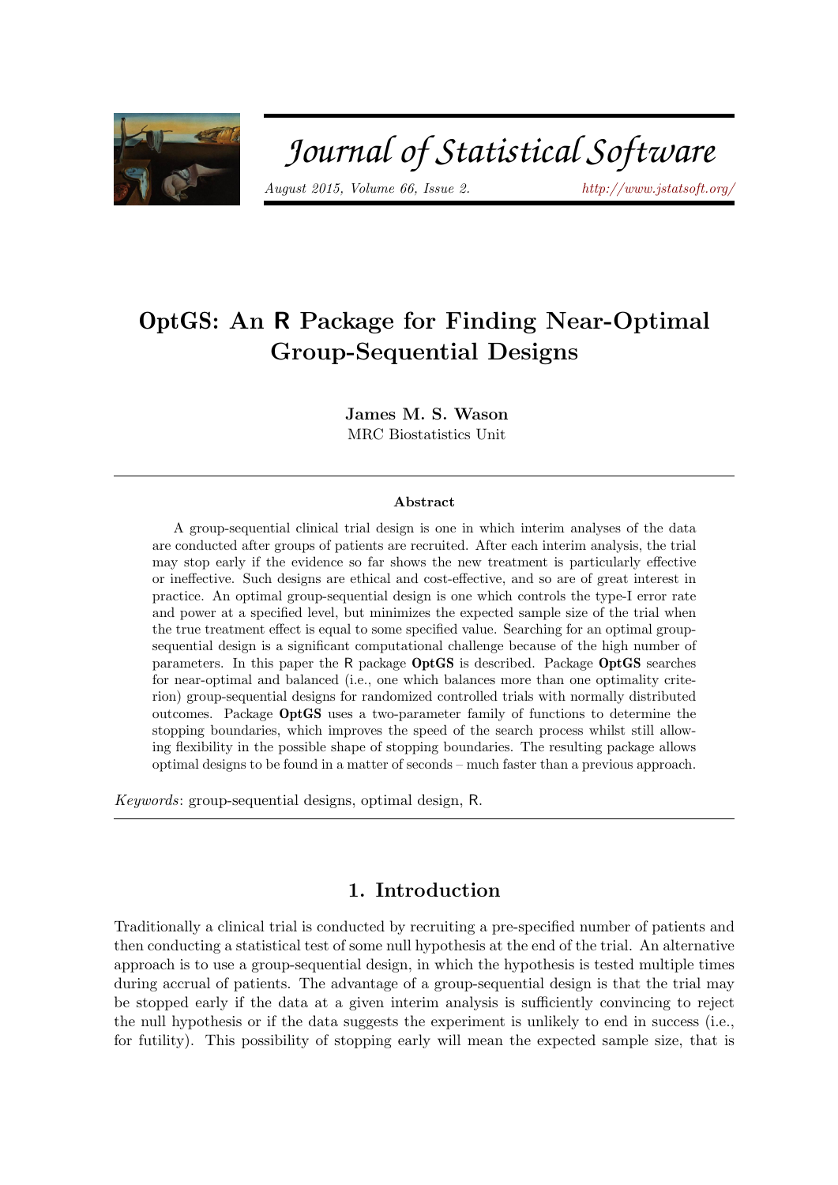# OptGS: An R Package for Finding Near-Optimal Group-Sequential Designs

**James M. S. Wason**
MRC Biostatistics Unit

## Abstract

A group-sequential clinical trial design is one in which interim analyses of the data are conducted after groups of patients are recruited. After each interim analysis, the trial may stop early if the evidence so far shows the new treatment is particularly effective or ineffective. Such designs are ethical and cost-effective, and so are of great interest in practice. An optimal group-sequential design is one which controls the type-I error rate and power at a specified level, but minimizes the expected sample size of the trial when the true treatment effect is equal to some specified value. Searching for an optimal group-sequential design is a significant computational challenge because of the high number of parameters. In this paper the R package **OptGS** is described. Package **OptGS** searches for near-optimal and balanced (i.e., one which balances more than one optimality criterion) group-sequential designs for randomized controlled trials with normally distributed outcomes. Package **OptGS** uses a two-parameter family of functions to determine the stopping boundaries, which improves the speed of the search process whilst still allowing flexibility in the possible shape of stopping boundaries. The resulting package allows optimal designs to be found in a matter of seconds – much faster than a previous approach.

*Keywords*: group-sequential designs, optimal design, R.

## 1. Introduction

Traditionally a clinical trial is conducted by recruiting a pre-specified number of patients and then conducting a statistical test of some null hypothesis at the end of the trial. An alternative approach is to use a group-sequential design, in which the hypothesis is tested multiple times during accrual of patients. The advantage of a group-sequential design is that the trial may be stopped early if the data at a given interim analysis is sufficiently convincing to reject the null hypothesis or if the data suggests the experiment is unlikely to end in success (i.e., for futility). This possibility of stopping early will mean the expected sample size, that is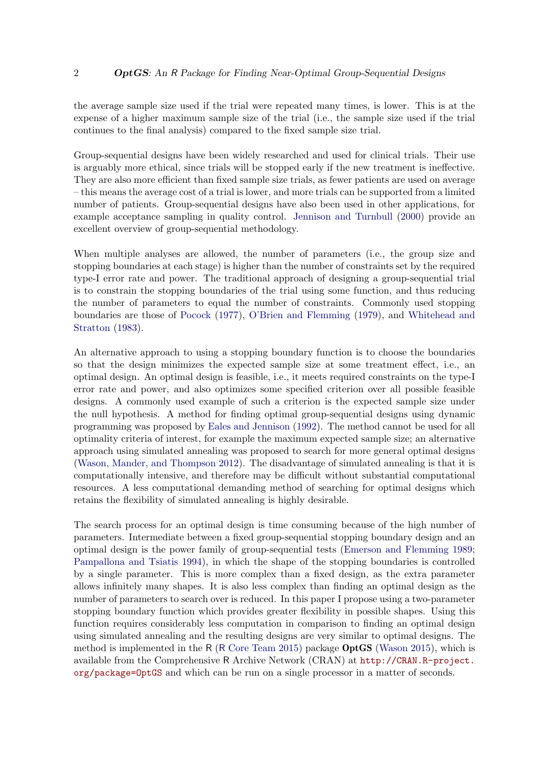the average sample size used if the trial were repeated many times, is lower. This is at the expense of a higher maximum sample size of the trial (i.e., the sample size used if the trial continues to the final analysis) compared to the fixed sample size trial.

Group-sequential designs have been widely researched and used for clinical trials. Their use is arguably more ethical, since trials will be stopped early if the new treatment is ineffective. They are also more efficient than fixed sample size trials, as fewer patients are used on average – this means the average cost of a trial is lower, and more trials can be supported from a limited number of patients. Group-sequential designs have also been used in other applications, for example acceptance sampling in quality control. Jennison and Turnbull (2000) provide an excellent overview of group-sequential methodology.

When multiple analyses are allowed, the number of parameters (i.e., the group size and stopping boundaries at each stage) is higher than the number of constraints set by the required type-I error rate and power. The traditional approach of designing a group-sequential trial is to constrain the stopping boundaries of the trial using some function, and thus reducing the number of parameters to equal the number of constraints. Commonly used stopping boundaries are those of Pocock (1977), O'Brien and Flemming (1979), and Whitehead and Stratton (1983).

An alternative approach to using a stopping boundary function is to choose the boundaries so that the design minimizes the expected sample size at some treatment effect, i.e., an optimal design. An optimal design is feasible, i.e., it meets required constraints on the type-I error rate and power, and also optimizes some specified criterion over all possible feasible designs. A commonly used example of such a criterion is the expected sample size under the null hypothesis. A method for finding optimal group-sequential designs using dynamic programming was proposed by Eales and Jennison (1992). The method cannot be used for all optimality criteria of interest, for example the maximum expected sample size; an alternative approach using simulated annealing was proposed to search for more general optimal designs (Wason, Mander, and Thompson 2012). The disadvantage of simulated annealing is that it is computationally intensive, and therefore may be difficult without substantial computational resources. A less computational demanding method of searching for optimal designs which retains the flexibility of simulated annealing is highly desirable.

The search process for an optimal design is time consuming because of the high number of parameters. Intermediate between a fixed group-sequential stopping boundary design and an optimal design is the power family of group-sequential tests (Emerson and Flemming 1989; Pampallona and Tsiatis 1994), in which the shape of the stopping boundaries is controlled by a single parameter. This is more complex than a fixed design, as the extra parameter allows infinitely many shapes. It is also less complex than finding an optimal design as the number of parameters to search over is reduced. In this paper I propose using a two-parameter stopping boundary function which provides greater flexibility in possible shapes. Using this function requires considerably less computation in comparison to finding an optimal design using simulated annealing and the resulting designs are very similar to optimal designs. The method is implemented in the R (R Core Team 2015) package **OptGS** (Wason 2015), which is available from the Comprehensive R Archive Network (CRAN) at http://CRAN.R-project.org/package=OptGS and which can be run on a single processor in a matter of seconds.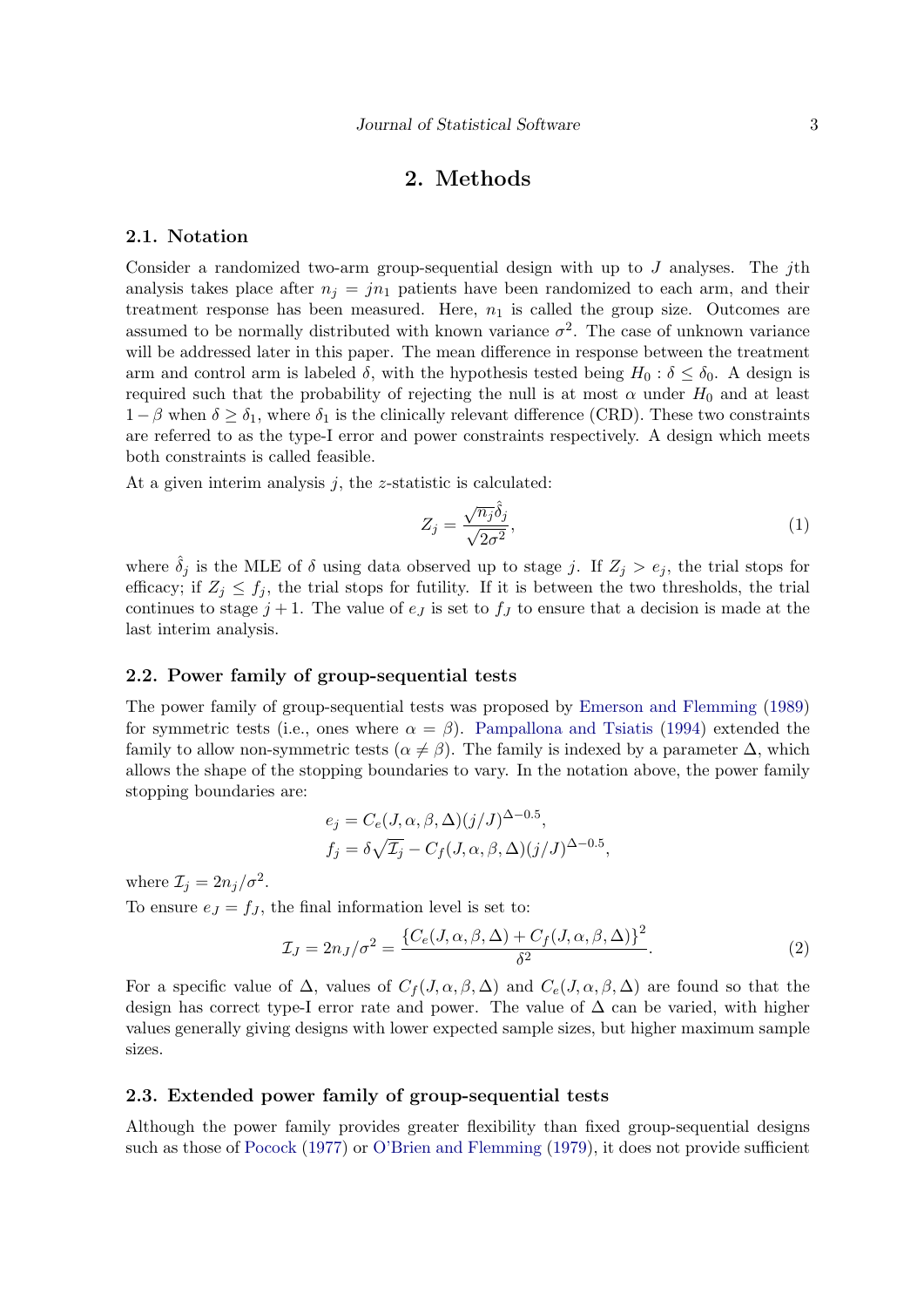## 2. Methods

### 2.1. Notation

Consider a randomized two-arm group-sequential design with up to $J$ analyses. The $j$th analysis takes place after $n_j = jn_1$ patients have been randomized to each arm, and their treatment response has been measured. Here, $n_1$ is called the group size. Outcomes are assumed to be normally distributed with known variance $\sigma^2$. The case of unknown variance will be addressed later in this paper. The mean difference in response between the treatment arm and control arm is labeled $\delta$, with the hypothesis tested being $H_0 : \delta \leq \delta_0$. A design is required such that the probability of rejecting the null is at most $\alpha$ under $H_0$ and at least $1 - \beta$ when $\delta \geq \delta_1$, where $\delta_1$ is the clinically relevant difference (CRD). These two constraints are referred to as the type-I error and power constraints respectively. A design which meets both constraints is called feasible.

At a given interim analysis $j$, the $z$-statistic is calculated:

$$Z_j = \frac{\sqrt{n_j}\hat{\delta}_j}{\sqrt{2\sigma^2}}, \tag{1}$$

where $\hat{\delta}_j$ is the MLE of $\delta$ using data observed up to stage $j$. If $Z_j > e_j$, the trial stops for efficacy; if $Z_j \leq f_j$, the trial stops for futility. If it is between the two thresholds, the trial continues to stage $j + 1$. The value of $e_J$ is set to $f_J$ to ensure that a decision is made at the last interim analysis.

### 2.2. Power family of group-sequential tests

The power family of group-sequential tests was proposed by Emerson and Flemming (1989) for symmetric tests (i.e., ones where $\alpha = \beta$). Pampallona and Tsiatis (1994) extended the family to allow non-symmetric tests ($\alpha \neq \beta$). The family is indexed by a parameter $\Delta$, which allows the shape of the stopping boundaries to vary. In the notation above, the power family stopping boundaries are:

$$e_j = C_e(J, \alpha, \beta, \Delta)(j/J)^{\Delta - 0.5},$$
$$f_j = \delta\sqrt{\mathcal{I}_j} - C_f(J, \alpha, \beta, \Delta)(j/J)^{\Delta - 0.5},$$

where $\mathcal{I}_j = 2n_j/\sigma^2$.

To ensure $e_J = f_J$, the final information level is set to:

$$\mathcal{I}_J = 2n_J/\sigma^2 = \frac{\{C_e(J, \alpha, \beta, \Delta) + C_f(J, \alpha, \beta, \Delta)\}^2}{\delta^2}. \tag{2}$$

For a specific value of $\Delta$, values of $C_f(J, \alpha, \beta, \Delta)$ and $C_e(J, \alpha, \beta, \Delta)$ are found so that the design has correct type-I error rate and power. The value of $\Delta$ can be varied, with higher values generally giving designs with lower expected sample sizes, but higher maximum sample sizes.

### 2.3. Extended power family of group-sequential tests

Although the power family provides greater flexibility than fixed group-sequential designs such as those of Pocock (1977) or O'Brien and Flemming (1979), it does not provide sufficient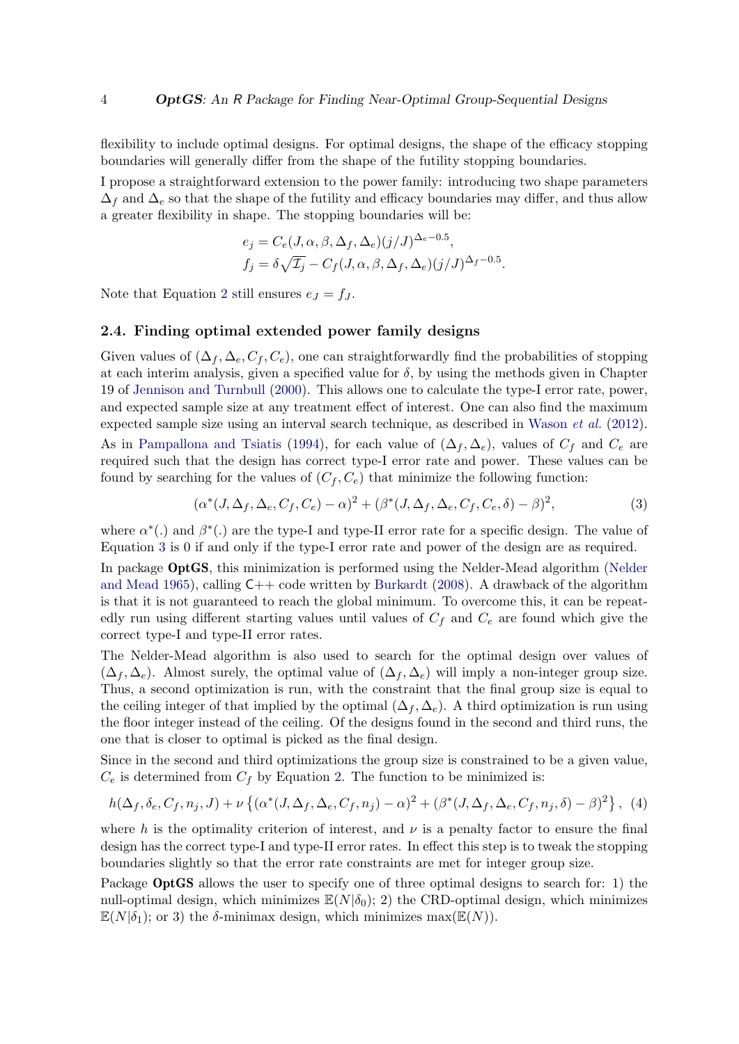flexibility to include optimal designs. For optimal designs, the shape of the efficacy stopping boundaries will generally differ from the shape of the futility stopping boundaries.

I propose a straightforward extension to the power family: introducing two shape parameters $\Delta_f$ and $\Delta_e$ so that the shape of the futility and efficacy boundaries may differ, and thus allow a greater flexibility in shape. The stopping boundaries will be:

$$e_j = C_e(J, \alpha, \beta, \Delta_f, \Delta_e)(j/J)^{\Delta_e - 0.5},$$
$$f_j = \delta\sqrt{\mathcal{I}_j} - C_f(J, \alpha, \beta, \Delta_f, \Delta_e)(j/J)^{\Delta_f - 0.5}.$$

Note that Equation 2 still ensures $e_J = f_J$.

### 2.4. Finding optimal extended power family designs

Given values of $(\Delta_f, \Delta_e, C_f, C_e)$, one can straightforwardly find the probabilities of stopping at each interim analysis, given a specified value for $\delta$, by using the methods given in Chapter 19 of Jennison and Turnbull (2000). This allows one to calculate the type-I error rate, power, and expected sample size at any treatment effect of interest. One can also find the maximum expected sample size using an interval search technique, as described in Wason *et al.* (2012).

As in Pampallona and Tsiatis (1994), for each value of $(\Delta_f, \Delta_e)$, values of $C_f$ and $C_e$ are required such that the design has correct type-I error rate and power. These values can be found by searching for the values of $(C_f, C_e)$ that minimize the following function:

$$(\alpha^*(J, \Delta_f, \Delta_e, C_f, C_e) - \alpha)^2 + (\beta^*(J, \Delta_f, \Delta_e, C_f, C_e, \delta) - \beta)^2, \tag{3}$$

where $\alpha^*(.)$ and $\beta^*(.)$ are the type-I and type-II error rate for a specific design. The value of Equation 3 is 0 if and only if the type-I error rate and power of the design are as required.

In package **OptGS**, this minimization is performed using the Nelder-Mead algorithm (Nelder and Mead 1965), calling C++ code written by Burkardt (2008). A drawback of the algorithm is that it is not guaranteed to reach the global minimum. To overcome this, it can be repeatedly run using different starting values until values of $C_f$ and $C_e$ are found which give the correct type-I and type-II error rates.

The Nelder-Mead algorithm is also used to search for the optimal design over values of $(\Delta_f, \Delta_e)$. Almost surely, the optimal value of $(\Delta_f, \Delta_e)$ will imply a non-integer group size. Thus, a second optimization is run, with the constraint that the final group size is equal to the ceiling integer of that implied by the optimal $(\Delta_f, \Delta_e)$. A third optimization is run using the floor integer instead of the ceiling. Of the designs found in the second and third runs, the one that is closer to optimal is picked as the final design.

Since in the second and third optimizations the group size is constrained to be a given value, $C_e$ is determined from $C_f$ by Equation 2. The function to be minimized is:

$$h(\Delta_f, \delta_e, C_f, n_j, J) + \nu\left\{(\alpha^*(J, \Delta_f, \Delta_e, C_f, n_j) - \alpha)^2 + (\beta^*(J, \Delta_f, \Delta_e, C_f, n_j, \delta) - \beta)^2\right\}, \tag{4}$$

where $h$ is the optimality criterion of interest, and $\nu$ is a penalty factor to ensure the final design has the correct type-I and type-II error rates. In effect this step is to tweak the stopping boundaries slightly so that the error rate constraints are met for integer group size.

Package **OptGS** allows the user to specify one of three optimal designs to search for: 1) the null-optimal design, which minimizes $\mathbb{E}(N|\delta_0)$; 2) the CRD-optimal design, which minimizes $\mathbb{E}(N|\delta_1)$; or 3) the $\delta$-minimax design, which minimizes $\max(\mathbb{E}(N))$.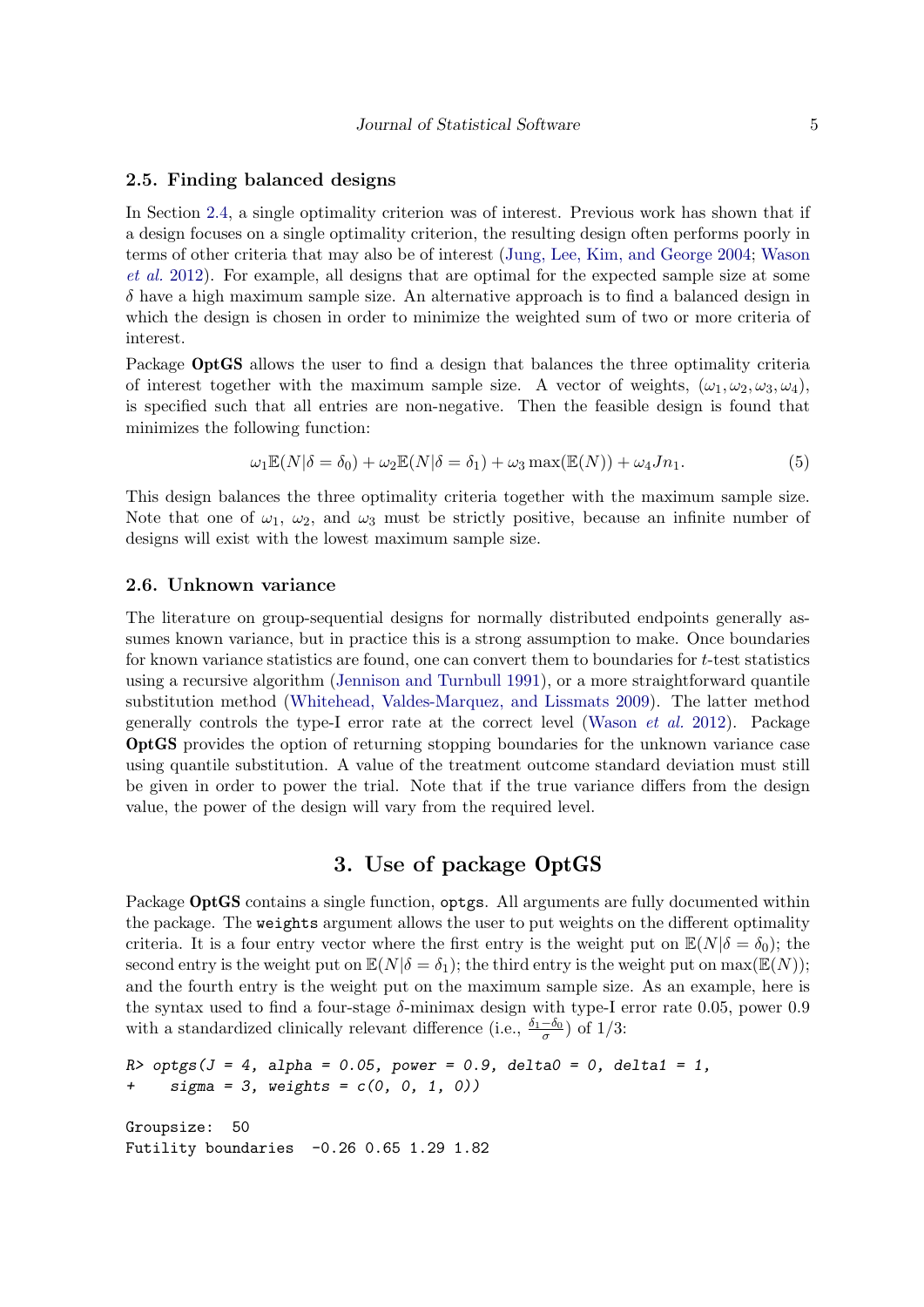### 2.5. Finding balanced designs

In Section 2.4, a single optimality criterion was of interest. Previous work has shown that if a design focuses on a single optimality criterion, the resulting design often performs poorly in terms of other criteria that may also be of interest (Jung, Lee, Kim, and George 2004; Wason *et al.* 2012). For example, all designs that are optimal for the expected sample size at some $\delta$ have a high maximum sample size. An alternative approach is to find a balanced design in which the design is chosen in order to minimize the weighted sum of two or more criteria of interest.

Package **OptGS** allows the user to find a design that balances the three optimality criteria of interest together with the maximum sample size. A vector of weights, $(\omega_1, \omega_2, \omega_3, \omega_4)$, is specified such that all entries are non-negative. Then the feasible design is found that minimizes the following function:

$$\omega_1 \mathbb{E}(N|\delta = \delta_0) + \omega_2 \mathbb{E}(N|\delta = \delta_1) + \omega_3 \max(\mathbb{E}(N)) + \omega_4 J n_1. \tag{5}$$

This design balances the three optimality criteria together with the maximum sample size. Note that one of $\omega_1$, $\omega_2$, and $\omega_3$ must be strictly positive, because an infinite number of designs will exist with the lowest maximum sample size.

### 2.6. Unknown variance

The literature on group-sequential designs for normally distributed endpoints generally assumes known variance, but in practice this is a strong assumption to make. Once boundaries for known variance statistics are found, one can convert them to boundaries for $t$-test statistics using a recursive algorithm (Jennison and Turnbull 1991), or a more straightforward quantile substitution method (Whitehead, Valdes-Marquez, and Lissmats 2009). The latter method generally controls the type-I error rate at the correct level (Wason *et al.* 2012). Package **OptGS** provides the option of returning stopping boundaries for the unknown variance case using quantile substitution. A value of the treatment outcome standard deviation must still be given in order to power the trial. Note that if the true variance differs from the design value, the power of the design will vary from the required level.

## 3. Use of package OptGS

Package **OptGS** contains a single function, `optgs`. All arguments are fully documented within the package. The `weights` argument allows the user to put weights on the different optimality criteria. It is a four entry vector where the first entry is the weight put on $\mathbb{E}(N|\delta = \delta_0)$; the second entry is the weight put on $\mathbb{E}(N|\delta = \delta_1)$; the third entry is the weight put on $\max(\mathbb{E}(N))$; and the fourth entry is the weight put on the maximum sample size. As an example, here is the syntax used to find a four-stage $\delta$-minimax design with type-I error rate 0.05, power 0.9 with a standardized clinically relevant difference (i.e., $\frac{\delta_1 - \delta_0}{\sigma}$) of 1/3:

```
R> optgs(J = 4, alpha = 0.05, power = 0.9, delta0 = 0, delta1 = 1,
+     sigma = 3, weights = c(0, 0, 1, 0))

Groupsize:  50
Futility boundaries  -0.26 0.65 1.29 1.82
```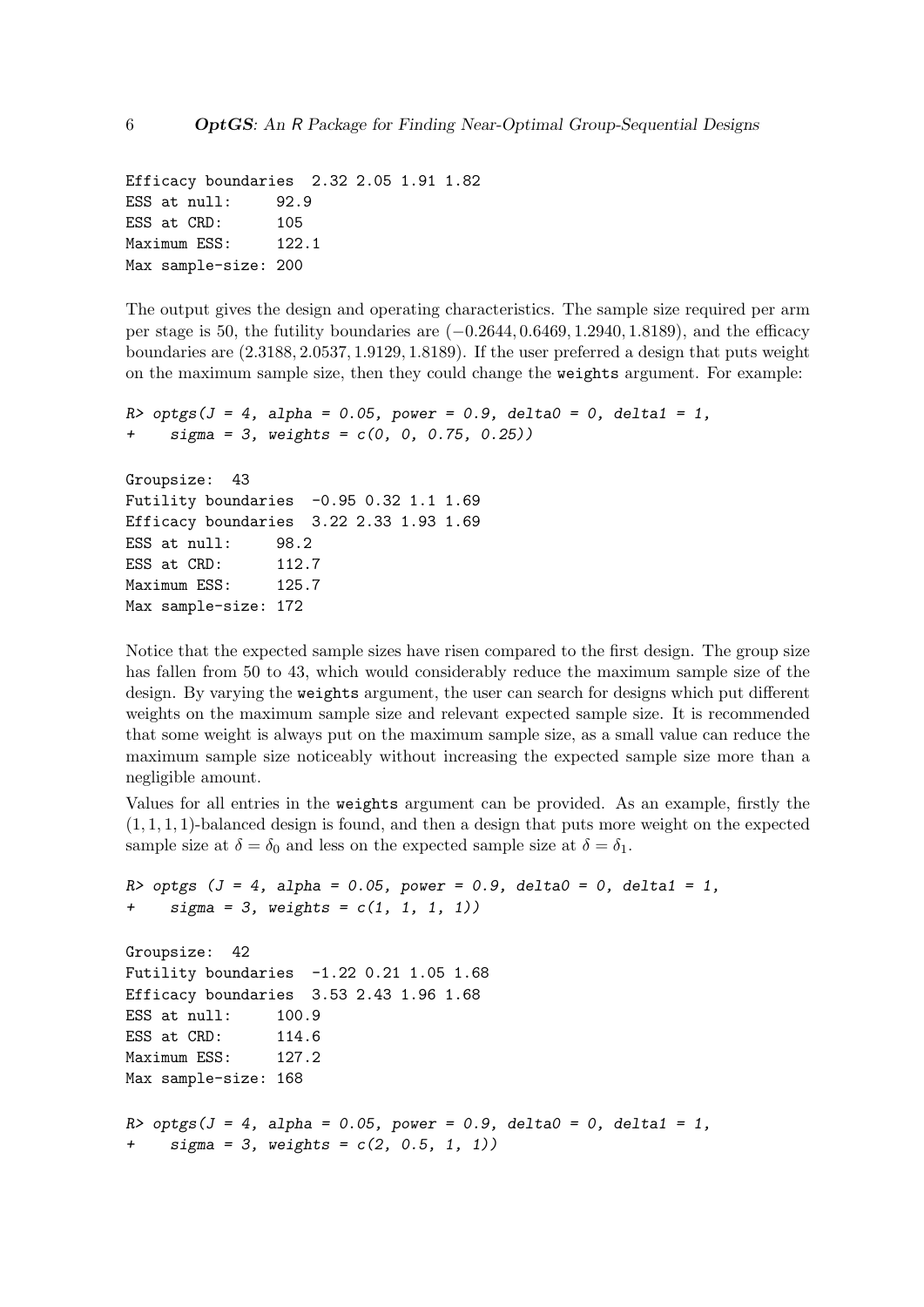```
Efficacy boundaries  2.32 2.05 1.91 1.82
ESS at null:     92.9
ESS at CRD:      105
Maximum ESS:     122.1
Max sample-size: 200
```

The output gives the design and operating characteristics. The sample size required per arm per stage is 50, the futility boundaries are $(-0.2644, 0.6469, 1.2940, 1.8189)$, and the efficacy boundaries are $(2.3188, 2.0537, 1.9129, 1.8189)$. If the user preferred a design that puts weight on the maximum sample size, then they could change the `weights` argument. For example:

```
R> optgs(J = 4, alpha = 0.05, power = 0.9, delta0 = 0, delta1 = 1,
+    sigma = 3, weights = c(0, 0, 0.75, 0.25))

Groupsize:  43
Futility boundaries  -0.95 0.32 1.1 1.69
Efficacy boundaries  3.22 2.33 1.93 1.69
ESS at null:     98.2
ESS at CRD:      112.7
Maximum ESS:     125.7
Max sample-size: 172
```

Notice that the expected sample sizes have risen compared to the first design. The group size has fallen from 50 to 43, which would considerably reduce the maximum sample size of the design. By varying the `weights` argument, the user can search for designs which put different weights on the maximum sample size and relevant expected sample size. It is recommended that some weight is always put on the maximum sample size, as a small value can reduce the maximum sample size noticeably without increasing the expected sample size more than a negligible amount.

Values for all entries in the `weights` argument can be provided. As an example, firstly the $(1, 1, 1, 1)$-balanced design is found, and then a design that puts more weight on the expected sample size at $\delta = \delta_0$ and less on the expected sample size at $\delta = \delta_1$.

```
R> optgs (J = 4, alpha = 0.05, power = 0.9, delta0 = 0, delta1 = 1,
+    sigma = 3, weights = c(1, 1, 1, 1))

Groupsize:  42
Futility boundaries  -1.22 0.21 1.05 1.68
Efficacy boundaries  3.53 2.43 1.96 1.68
ESS at null:     100.9
ESS at CRD:      114.6
Maximum ESS:     127.2
Max sample-size: 168

R> optgs(J = 4, alpha = 0.05, power = 0.9, delta0 = 0, delta1 = 1,
+    sigma = 3, weights = c(2, 0.5, 1, 1))
```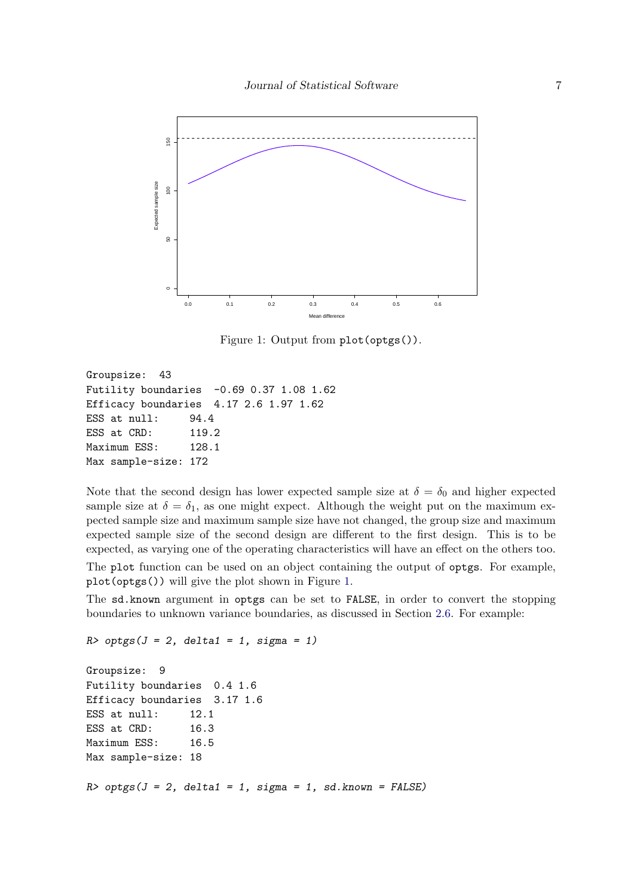Figure 1: Output from `plot(optgs())`.

```
Groupsize:  43
Futility boundaries  -0.69 0.37 1.08 1.62
Efficacy boundaries  4.17 2.6 1.97 1.62
ESS at null:      94.4
ESS at CRD:       119.2
Maximum ESS:      128.1
Max sample-size: 172
```

Note that the second design has lower expected sample size at $\delta = \delta_0$ and higher expected sample size at $\delta = \delta_1$, as one might expect. Although the weight put on the maximum expected sample size and maximum sample size have not changed, the group size and maximum expected sample size of the second design are different to the first design. This is to be expected, as varying one of the operating characteristics will have an effect on the others too.

The `plot` function can be used on an object containing the output of `optgs`. For example, `plot(optgs())` will give the plot shown in Figure 1.

The `sd.known` argument in `optgs` can be set to `FALSE`, in order to convert the stopping boundaries to unknown variance boundaries, as discussed in Section 2.6. For example:

```
R> optgs(J = 2, delta1 = 1, sigma = 1)

Groupsize:  9
Futility boundaries  0.4 1.6
Efficacy boundaries  3.17 1.6
ESS at null:      12.1
ESS at CRD:       16.3
Maximum ESS:      16.5
Max sample-size: 18

R> optgs(J = 2, delta1 = 1, sigma = 1, sd.known = FALSE)
```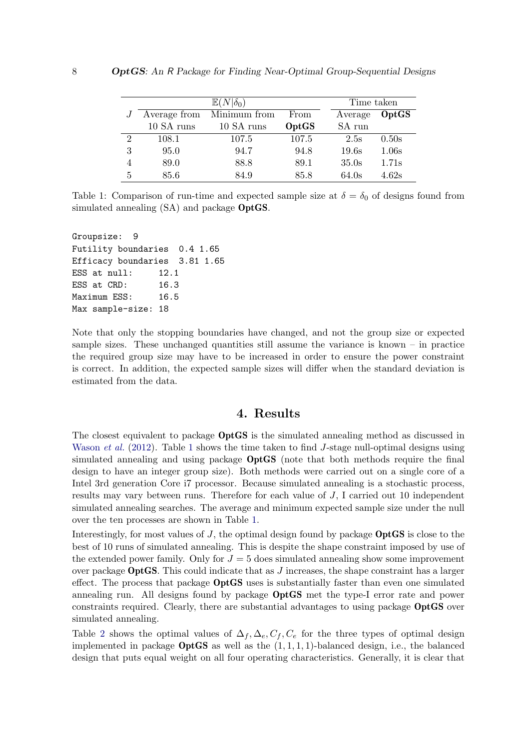| $J$ | $\mathbb{E}(N\|\delta_0)$ | | | Time taken | |
|---|---|---|---|---|---|
| | Average from 10 SA runs | Minimum from 10 SA runs | From **OptGS** | Average SA run | **OptGS** |
| 2 | 108.1 | 107.5 | 107.5 | 2.5s | 0.50s |
| 3 | 95.0 | 94.7 | 94.8 | 19.6s | 1.06s |
| 4 | 89.0 | 88.8 | 89.1 | 35.0s | 1.71s |
| 5 | 85.6 | 84.9 | 85.8 | 64.0s | 4.62s |

Table 1: Comparison of run-time and expected sample size at $\delta = \delta_0$ of designs found from simulated annealing (SA) and package **OptGS**.

```
Groupsize:  9
Futility boundaries  0.4 1.65
Efficacy boundaries  3.81 1.65
ESS at null:     12.1
ESS at CRD:      16.3
Maximum ESS:     16.5
Max sample-size: 18
```

Note that only the stopping boundaries have changed, and not the group size or expected sample sizes. These unchanged quantities still assume the variance is known – in practice the required group size may have to be increased in order to ensure the power constraint is correct. In addition, the expected sample sizes will differ when the standard deviation is estimated from the data.

# 4. Results

The closest equivalent to package **OptGS** is the simulated annealing method as discussed in Wason *et al.* (2012). Table 1 shows the time taken to find $J$-stage null-optimal designs using simulated annealing and using package **OptGS** (note that both methods require the final design to have an integer group size). Both methods were carried out on a single core of a Intel 3rd generation Core i7 processor. Because simulated annealing is a stochastic process, results may vary between runs. Therefore for each value of $J$, I carried out 10 independent simulated annealing searches. The average and minimum expected sample size under the null over the ten processes are shown in Table 1.

Interestingly, for most values of $J$, the optimal design found by package **OptGS** is close to the best of 10 runs of simulated annealing. This is despite the shape constraint imposed by use of the extended power family. Only for $J = 5$ does simulated annealing show some improvement over package **OptGS**. This could indicate that as $J$ increases, the shape constraint has a larger effect. The process that package **OptGS** uses is substantially faster than even one simulated annealing run. All designs found by package **OptGS** met the type-I error rate and power constraints required. Clearly, there are substantial advantages to using package **OptGS** over simulated annealing.

Table 2 shows the optimal values of $\Delta_f, \Delta_e, C_f, C_e$ for the three types of optimal design implemented in package **OptGS** as well as the $(1, 1, 1, 1)$-balanced design, i.e., the balanced design that puts equal weight on all four operating characteristics. Generally, it is clear that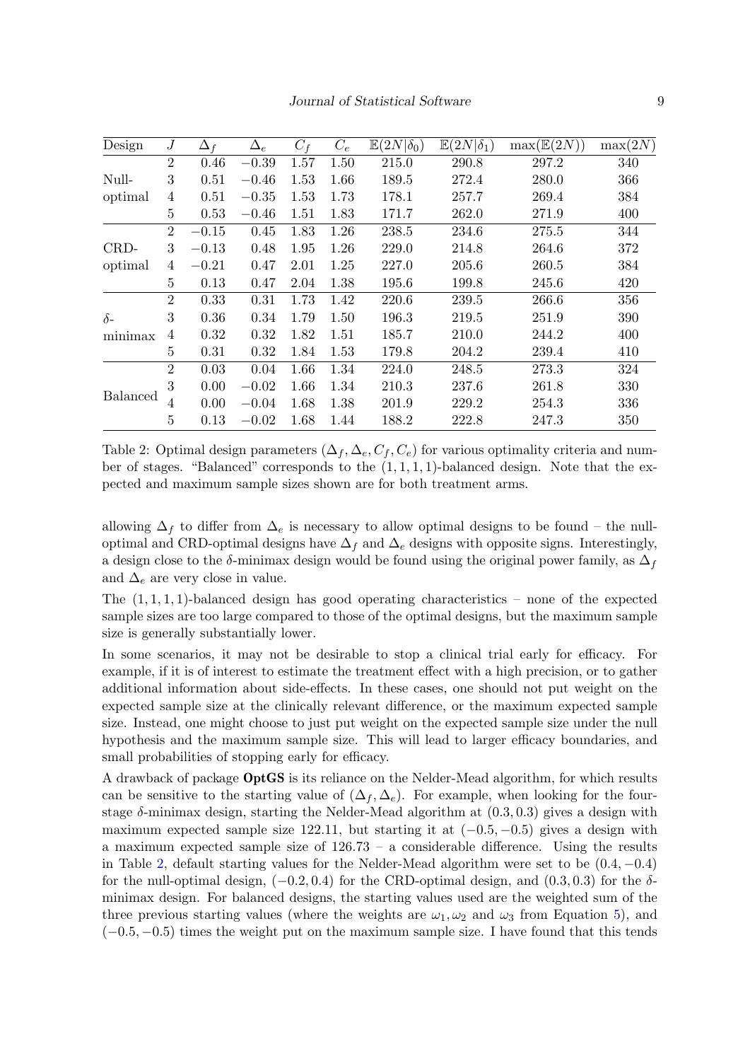| Design | $J$ | $\Delta_f$ | $\Delta_e$ | $C_f$ | $C_e$ | $\mathbb{E}(2N\|\delta_0)$ | $\mathbb{E}(2N\|\delta_1)$ | $\max(\mathbb{E}(2N))$ | $\max(2N)$ |
|---|---|---|---|---|---|---|---|---|---|
| Null-optimal | 2 | 0.46 | $-0.39$ | 1.57 | 1.50 | 215.0 | 290.8 | 297.2 | 340 |
| | 3 | 0.51 | $-0.46$ | 1.53 | 1.66 | 189.5 | 272.4 | 280.0 | 366 |
| | 4 | 0.51 | $-0.35$ | 1.53 | 1.73 | 178.1 | 257.7 | 269.4 | 384 |
| | 5 | 0.53 | $-0.46$ | 1.51 | 1.83 | 171.7 | 262.0 | 271.9 | 400 |
| CRD-optimal | 2 | $-0.15$ | 0.45 | 1.83 | 1.26 | 238.5 | 234.6 | 275.5 | 344 |
| | 3 | $-0.13$ | 0.48 | 1.95 | 1.26 | 229.0 | 214.8 | 264.6 | 372 |
| | 4 | $-0.21$ | 0.47 | 2.01 | 1.25 | 227.0 | 205.6 | 260.5 | 384 |
| | 5 | 0.13 | 0.47 | 2.04 | 1.38 | 195.6 | 199.8 | 245.6 | 420 |
| $\delta$-minimax | 2 | 0.33 | 0.31 | 1.73 | 1.42 | 220.6 | 239.5 | 266.6 | 356 |
| | 3 | 0.36 | 0.34 | 1.79 | 1.50 | 196.3 | 219.5 | 251.9 | 390 |
| | 4 | 0.32 | 0.32 | 1.82 | 1.51 | 185.7 | 210.0 | 244.2 | 400 |
| | 5 | 0.31 | 0.32 | 1.84 | 1.53 | 179.8 | 204.2 | 239.4 | 410 |
| Balanced | 2 | 0.03 | 0.04 | 1.66 | 1.34 | 224.0 | 248.5 | 273.3 | 324 |
| | 3 | 0.00 | $-0.02$ | 1.66 | 1.34 | 210.3 | 237.6 | 261.8 | 330 |
| | 4 | 0.00 | $-0.04$ | 1.68 | 1.38 | 201.9 | 229.2 | 254.3 | 336 |
| | 5 | 0.13 | $-0.02$ | 1.68 | 1.44 | 188.2 | 222.8 | 247.3 | 350 |

Table 2: Optimal design parameters $(\Delta_f, \Delta_e, C_f, C_e)$ for various optimality criteria and number of stages. "Balanced" corresponds to the $(1,1,1,1)$-balanced design. Note that the expected and maximum sample sizes shown are for both treatment arms.

allowing $\Delta_f$ to differ from $\Delta_e$ is necessary to allow optimal designs to be found – the null-optimal and CRD-optimal designs have $\Delta_f$ and $\Delta_e$ designs with opposite signs. Interestingly, a design close to the $\delta$-minimax design would be found using the original power family, as $\Delta_f$ and $\Delta_e$ are very close in value.

The $(1,1,1,1)$-balanced design has good operating characteristics – none of the expected sample sizes are too large compared to those of the optimal designs, but the maximum sample size is generally substantially lower.

In some scenarios, it may not be desirable to stop a clinical trial early for efficacy. For example, if it is of interest to estimate the treatment effect with a high precision, or to gather additional information about side-effects. In these cases, one should not put weight on the expected sample size at the clinically relevant difference, or the maximum expected sample size. Instead, one might choose to just put weight on the expected sample size under the null hypothesis and the maximum sample size. This will lead to larger efficacy boundaries, and small probabilities of stopping early for efficacy.

A drawback of package **OptGS** is its reliance on the Nelder-Mead algorithm, for which results can be sensitive to the starting value of $(\Delta_f, \Delta_e)$. For example, when looking for the four-stage $\delta$-minimax design, starting the Nelder-Mead algorithm at $(0.3, 0.3)$ gives a design with maximum expected sample size 122.11, but starting it at $(-0.5, -0.5)$ gives a design with a maximum expected sample size of 126.73 – a considerable difference. Using the results in Table 2, default starting values for the Nelder-Mead algorithm were set to be $(0.4, -0.4)$ for the null-optimal design, $(-0.2, 0.4)$ for the CRD-optimal design, and $(0.3, 0.3)$ for the $\delta$-minimax design. For balanced designs, the starting values used are the weighted sum of the three previous starting values (where the weights are $\omega_1, \omega_2$ and $\omega_3$ from Equation 5), and $(-0.5, -0.5)$ times the weight put on the maximum sample size. I have found that this tends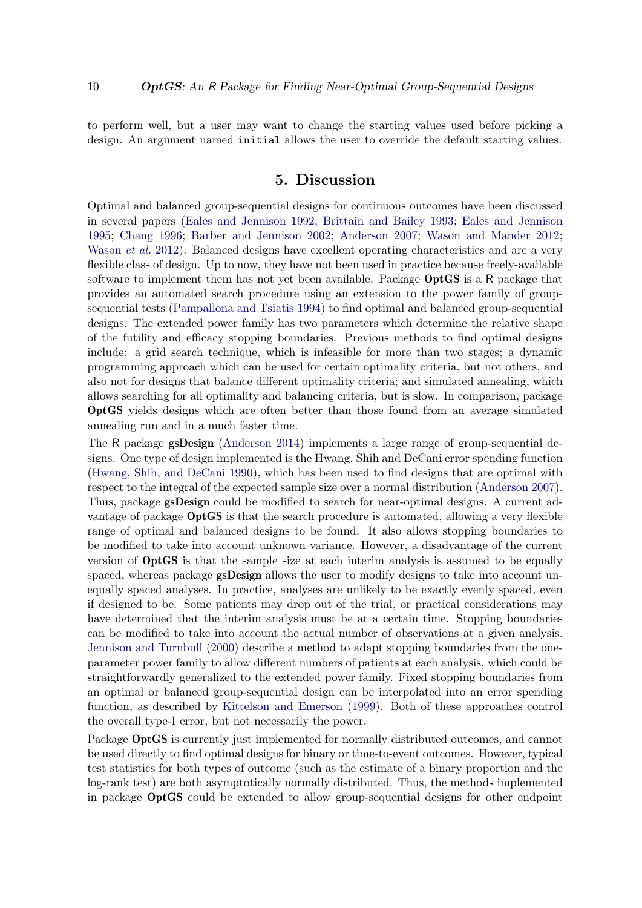to perform well, but a user may want to change the starting values used before picking a design. An argument named `initial` allows the user to override the default starting values.

## 5. Discussion

Optimal and balanced group-sequential designs for continuous outcomes have been discussed in several papers (Eales and Jennison 1992; Brittain and Bailey 1993; Eales and Jennison 1995; Chang 1996; Barber and Jennison 2002; Anderson 2007; Wason and Mander 2012; Wason *et al.* 2012). Balanced designs have excellent operating characteristics and are a very flexible class of design. Up to now, they have not been used in practice because freely-available software to implement them has not yet been available. Package **OptGS** is a R package that provides an automated search procedure using an extension to the power family of group-sequential tests (Pampallona and Tsiatis 1994) to find optimal and balanced group-sequential designs. The extended power family has two parameters which determine the relative shape of the futility and efficacy stopping boundaries. Previous methods to find optimal designs include: a grid search technique, which is infeasible for more than two stages; a dynamic programming approach which can be used for certain optimality criteria, but not others, and also not for designs that balance different optimality criteria; and simulated annealing, which allows searching for all optimality and balancing criteria, but is slow. In comparison, package **OptGS** yields designs which are often better than those found from an average simulated annealing run and in a much faster time.

The R package **gsDesign** (Anderson 2014) implements a large range of group-sequential designs. One type of design implemented is the Hwang, Shih and DeCani error spending function (Hwang, Shih, and DeCani 1990), which has been used to find designs that are optimal with respect to the integral of the expected sample size over a normal distribution (Anderson 2007). Thus, package **gsDesign** could be modified to search for near-optimal designs. A current advantage of package **OptGS** is that the search procedure is automated, allowing a very flexible range of optimal and balanced designs to be found. It also allows stopping boundaries to be modified to take into account unknown variance. However, a disadvantage of the current version of **OptGS** is that the sample size at each interim analysis is assumed to be equally spaced, whereas package **gsDesign** allows the user to modify designs to take into account unequally spaced analyses. In practice, analyses are unlikely to be exactly evenly spaced, even if designed to be. Some patients may drop out of the trial, or practical considerations may have determined that the interim analysis must be at a certain time. Stopping boundaries can be modified to take into account the actual number of observations at a given analysis. Jennison and Turnbull (2000) describe a method to adapt stopping boundaries from the one-parameter power family to allow different numbers of patients at each analysis, which could be straightforwardly generalized to the extended power family. Fixed stopping boundaries from an optimal or balanced group-sequential design can be interpolated into an error spending function, as described by Kittelson and Emerson (1999). Both of these approaches control the overall type-I error, but not necessarily the power.

Package **OptGS** is currently just implemented for normally distributed outcomes, and cannot be used directly to find optimal designs for binary or time-to-event outcomes. However, typical test statistics for both types of outcome (such as the estimate of a binary proportion and the log-rank test) are both asymptotically normally distributed. Thus, the methods implemented in package **OptGS** could be extended to allow group-sequential designs for other endpoint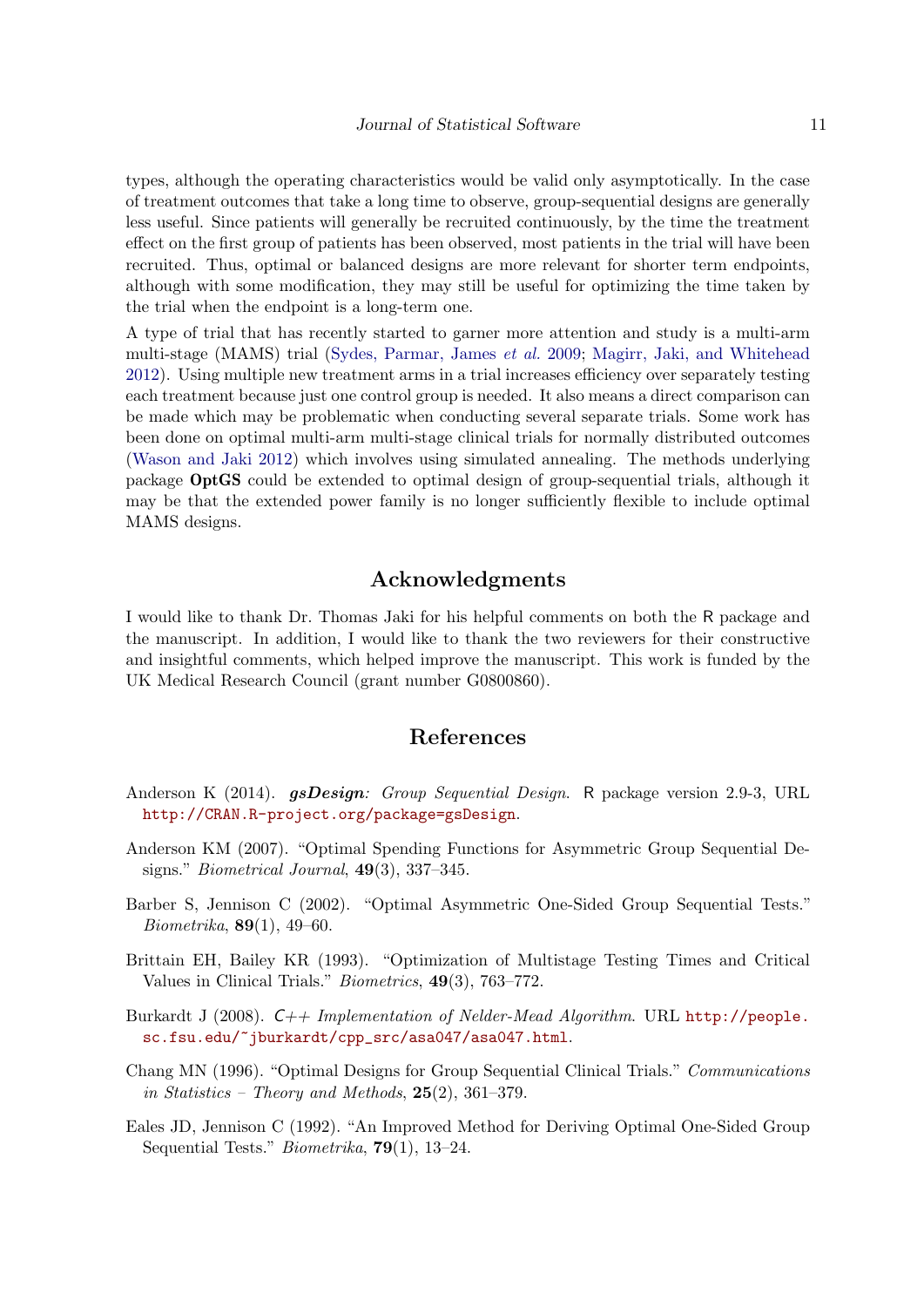types, although the operating characteristics would be valid only asymptotically. In the case of treatment outcomes that take a long time to observe, group-sequential designs are generally less useful. Since patients will generally be recruited continuously, by the time the treatment effect on the first group of patients has been observed, most patients in the trial will have been recruited. Thus, optimal or balanced designs are more relevant for shorter term endpoints, although with some modification, they may still be useful for optimizing the time taken by the trial when the endpoint is a long-term one.

A type of trial that has recently started to garner more attention and study is a multi-arm multi-stage (MAMS) trial (Sydes, Parmar, James *et al.* 2009; Magirr, Jaki, and Whitehead 2012). Using multiple new treatment arms in a trial increases efficiency over separately testing each treatment because just one control group is needed. It also means a direct comparison can be made which may be problematic when conducting several separate trials. Some work has been done on optimal multi-arm multi-stage clinical trials for normally distributed outcomes (Wason and Jaki 2012) which involves using simulated annealing. The methods underlying package **OptGS** could be extended to optimal design of group-sequential trials, although it may be that the extended power family is no longer sufficiently flexible to include optimal MAMS designs.

## Acknowledgments

I would like to thank Dr. Thomas Jaki for his helpful comments on both the R package and the manuscript. In addition, I would like to thank the two reviewers for their constructive and insightful comments, which helped improve the manuscript. This work is funded by the UK Medical Research Council (grant number G0800860).

## References

Anderson K (2014). ***gsDesign**: Group Sequential Design*. R package version 2.9-3, URL http://CRAN.R-project.org/package=gsDesign.

Anderson KM (2007). "Optimal Spending Functions for Asymmetric Group Sequential Designs." *Biometrical Journal*, **49**(3), 337–345.

Barber S, Jennison C (2002). "Optimal Asymmetric One-Sided Group Sequential Tests." *Biometrika*, **89**(1), 49–60.

Brittain EH, Bailey KR (1993). "Optimization of Multistage Testing Times and Critical Values in Clinical Trials." *Biometrics*, **49**(3), 763–772.

Burkardt J (2008). *C++ Implementation of Nelder-Mead Algorithm*. URL http://people.sc.fsu.edu/~jburkardt/cpp_src/asa047/asa047.html.

Chang MN (1996). "Optimal Designs for Group Sequential Clinical Trials." *Communications in Statistics – Theory and Methods*, **25**(2), 361–379.

Eales JD, Jennison C (1992). "An Improved Method for Deriving Optimal One-Sided Group Sequential Tests." *Biometrika*, **79**(1), 13–24.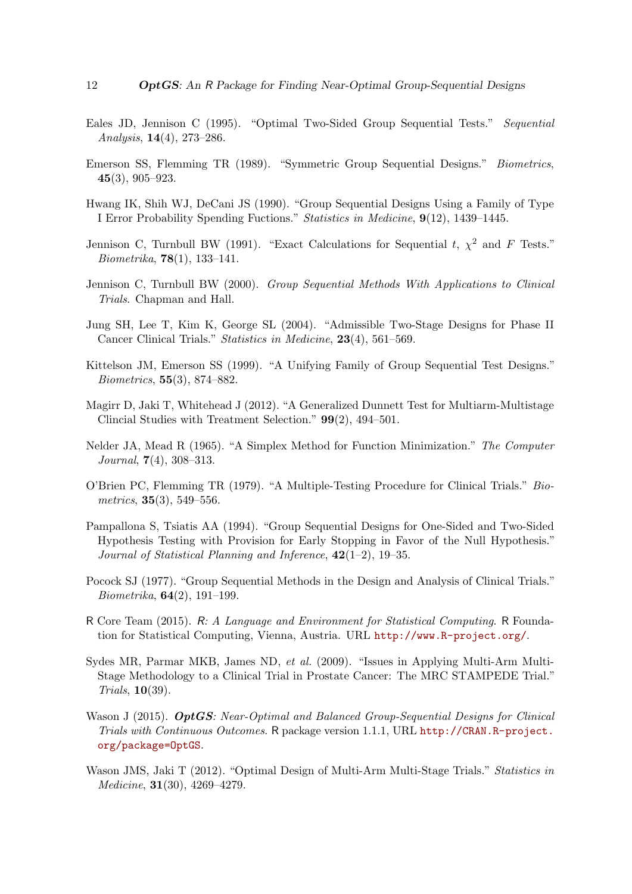Eales JD, Jennison C (1995). "Optimal Two-Sided Group Sequential Tests." *Sequential Analysis*, **14**(4), 273–286.

Emerson SS, Flemming TR (1989). "Symmetric Group Sequential Designs." *Biometrics*, **45**(3), 905–923.

Hwang IK, Shih WJ, DeCani JS (1990). "Group Sequential Designs Using a Family of Type I Error Probability Spending Fuctions." *Statistics in Medicine*, **9**(12), 1439–1445.

Jennison C, Turnbull BW (1991). "Exact Calculations for Sequential $t$, $\chi^2$ and $F$ Tests." *Biometrika*, **78**(1), 133–141.

Jennison C, Turnbull BW (2000). *Group Sequential Methods With Applications to Clinical Trials*. Chapman and Hall.

Jung SH, Lee T, Kim K, George SL (2004). "Admissible Two-Stage Designs for Phase II Cancer Clinical Trials." *Statistics in Medicine*, **23**(4), 561–569.

Kittelson JM, Emerson SS (1999). "A Unifying Family of Group Sequential Test Designs." *Biometrics*, **55**(3), 874–882.

Magirr D, Jaki T, Whitehead J (2012). "A Generalized Dunnett Test for Multiarm-Multistage Clincial Studies with Treatment Selection." **99**(2), 494–501.

Nelder JA, Mead R (1965). "A Simplex Method for Function Minimization." *The Computer Journal*, **7**(4), 308–313.

O'Brien PC, Flemming TR (1979). "A Multiple-Testing Procedure for Clinical Trials." *Biometrics*, **35**(3), 549–556.

Pampallona S, Tsiatis AA (1994). "Group Sequential Designs for One-Sided and Two-Sided Hypothesis Testing with Provision for Early Stopping in Favor of the Null Hypothesis." *Journal of Statistical Planning and Inference*, **42**(1–2), 19–35.

Pocock SJ (1977). "Group Sequential Methods in the Design and Analysis of Clinical Trials." *Biometrika*, **64**(2), 191–199.

R Core Team (2015). *R: A Language and Environment for Statistical Computing*. R Foundation for Statistical Computing, Vienna, Austria. URL http://www.R-project.org/.

Sydes MR, Parmar MKB, James ND, *et al.* (2009). "Issues in Applying Multi-Arm Multi-Stage Methodology to a Clinical Trial in Prostate Cancer: The MRC STAMPEDE Trial." *Trials*, **10**(39).

Wason J (2015). ***OptGS**: Near-Optimal and Balanced Group-Sequential Designs for Clinical Trials with Continuous Outcomes*. R package version 1.1.1, URL http://CRAN.R-project.org/package=OptGS.

Wason JMS, Jaki T (2012). "Optimal Design of Multi-Arm Multi-Stage Trials." *Statistics in Medicine*, **31**(30), 4269–4279.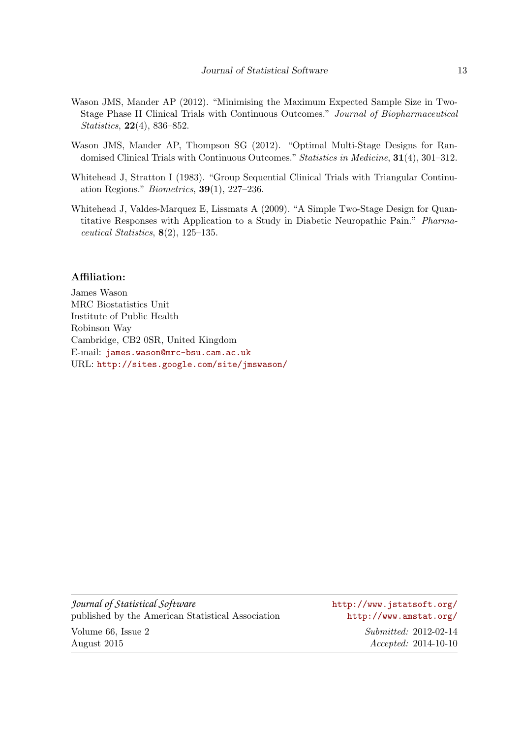Wason JMS, Mander AP (2012). "Minimising the Maximum Expected Sample Size in Two-Stage Phase II Clinical Trials with Continuous Outcomes." *Journal of Biopharmaceutical Statistics*, **22**(4), 836–852.

Wason JMS, Mander AP, Thompson SG (2012). "Optimal Multi-Stage Designs for Randomised Clinical Trials with Continuous Outcomes." *Statistics in Medicine*, **31**(4), 301–312.

Whitehead J, Stratton I (1983). "Group Sequential Clinical Trials with Triangular Continuation Regions." *Biometrics*, **39**(1), 227–236.

Whitehead J, Valdes-Marquez E, Lissmats A (2009). "A Simple Two-Stage Design for Quantitative Responses with Application to a Study in Diabetic Neuropathic Pain." *Pharmaceutical Statistics*, **8**(2), 125–135.

**Affiliation:**

James Wason
MRC Biostatistics Unit
Institute of Public Health
Robinson Way
Cambridge, CB2 0SR, United Kingdom
E-mail: james.wason@mrc-bsu.cam.ac.uk
URL: http://sites.google.com/site/jmswason/

*Journal of Statistical Software* http://www.jstatsoft.org/
published by the American Statistical Association http://www.amstat.org/
Volume 66, Issue 2 *Submitted:* 2012-02-14
August 2015 *Accepted:* 2014-10-10